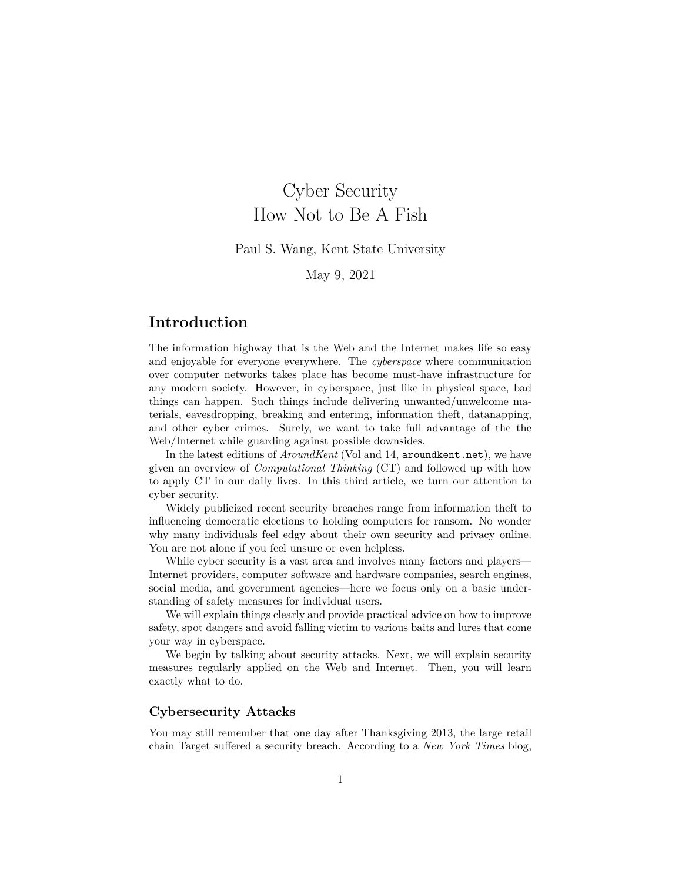# Cyber Security
# How Not to Be A Fish

Paul S. Wang, Kent State University

May 9, 2021

## Introduction

The information highway that is the Web and the Internet makes life so easy and enjoyable for everyone everywhere. The *cyberspace* where communication over computer networks takes place has become must-have infrastructure for any modern society. However, in cyberspace, just like in physical space, bad things can happen. Such things include delivering unwanted/unwelcome materials, eavesdropping, breaking and entering, information theft, datanapping, and other cyber crimes. Surely, we want to take full advantage of the the Web/Internet while guarding against possible downsides.

In the latest editions of *AroundKent* (Vol and 14, `aroundkent.net`), we have given an overview of *Computational Thinking* (CT) and followed up with how to apply CT in our daily lives. In this third article, we turn our attention to cyber security.

Widely publicized recent security breaches range from information theft to influencing democratic elections to holding computers for ransom. No wonder why many individuals feel edgy about their own security and privacy online. You are not alone if you feel unsure or even helpless.

While cyber security is a vast area and involves many factors and players—Internet providers, computer software and hardware companies, search engines, social media, and government agencies—here we focus only on a basic understanding of safety measures for individual users.

We will explain things clearly and provide practical advice on how to improve safety, spot dangers and avoid falling victim to various baits and lures that come your way in cyberspace.

We begin by talking about security attacks. Next, we will explain security measures regularly applied on the Web and Internet. Then, you will learn exactly what to do.

### Cybersecurity Attacks

You may still remember that one day after Thanksgiving 2013, the large retail chain Target suffered a security breach. According to a *New York Times* blog,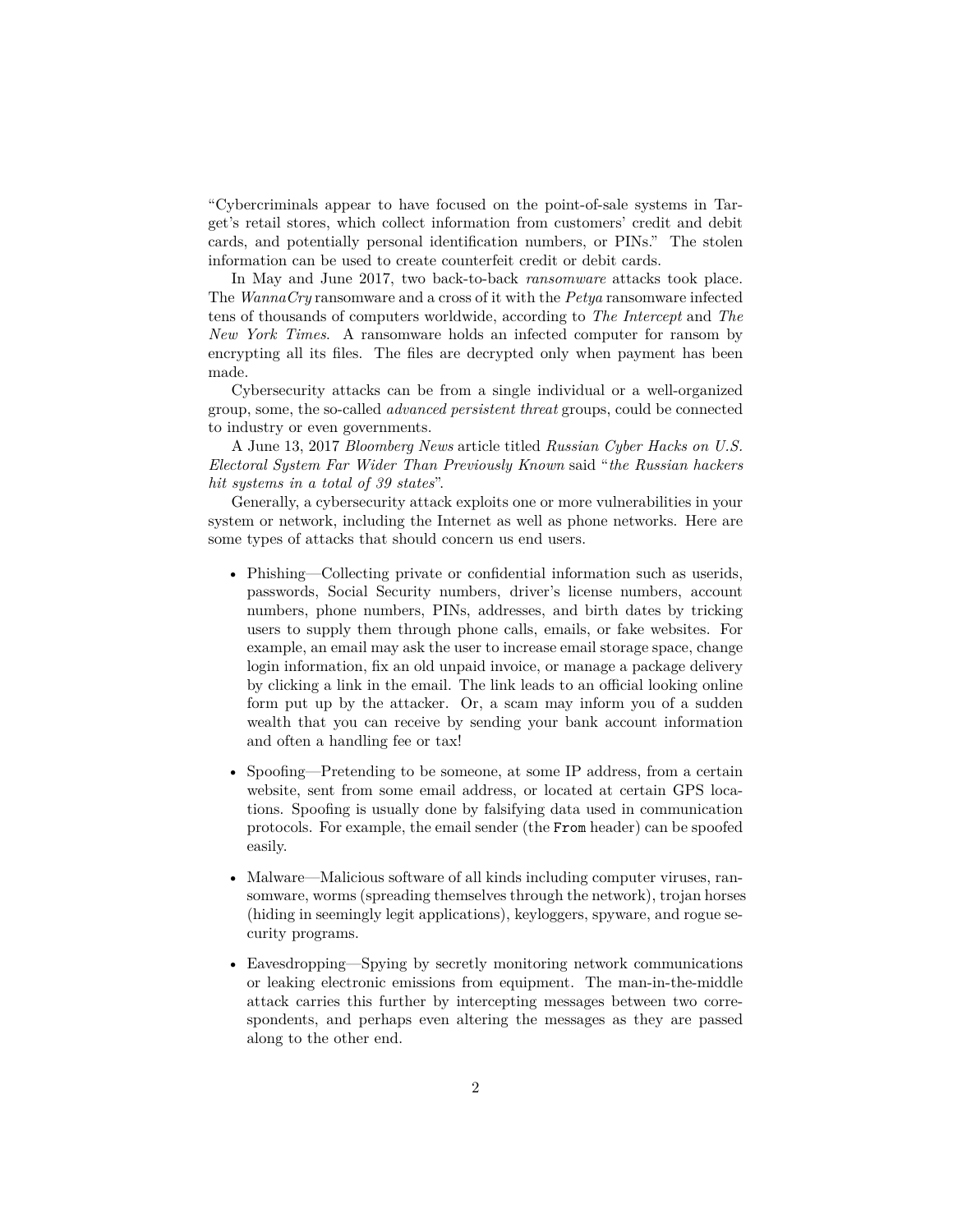"Cybercriminals appear to have focused on the point-of-sale systems in Target's retail stores, which collect information from customers' credit and debit cards, and potentially personal identification numbers, or PINs." The stolen information can be used to create counterfeit credit or debit cards.

In May and June 2017, two back-to-back *ransomware* attacks took place. The *WannaCry* ransomware and a cross of it with the *Petya* ransomware infected tens of thousands of computers worldwide, according to *The Intercept* and *The New York Times*. A ransomware holds an infected computer for ransom by encrypting all its files. The files are decrypted only when payment has been made.

Cybersecurity attacks can be from a single individual or a well-organized group, some, the so-called *advanced persistent threat* groups, could be connected to industry or even governments.

A June 13, 2017 *Bloomberg News* article titled *Russian Cyber Hacks on U.S. Electoral System Far Wider Than Previously Known* said "*the Russian hackers hit systems in a total of 39 states*".

Generally, a cybersecurity attack exploits one or more vulnerabilities in your system or network, including the Internet as well as phone networks. Here are some types of attacks that should concern us end users.

- Phishing—Collecting private or confidential information such as userids, passwords, Social Security numbers, driver's license numbers, account numbers, phone numbers, PINs, addresses, and birth dates by tricking users to supply them through phone calls, emails, or fake websites. For example, an email may ask the user to increase email storage space, change login information, fix an old unpaid invoice, or manage a package delivery by clicking a link in the email. The link leads to an official looking online form put up by the attacker. Or, a scam may inform you of a sudden wealth that you can receive by sending your bank account information and often a handling fee or tax!

- Spoofing—Pretending to be someone, at some IP address, from a certain website, sent from some email address, or located at certain GPS locations. Spoofing is usually done by falsifying data used in communication protocols. For example, the email sender (the `From` header) can be spoofed easily.

- Malware—Malicious software of all kinds including computer viruses, ransomware, worms (spreading themselves through the network), trojan horses (hiding in seemingly legit applications), keyloggers, spyware, and rogue security programs.

- Eavesdropping—Spying by secretly monitoring network communications or leaking electronic emissions from equipment. The man-in-the-middle attack carries this further by intercepting messages between two correspondents, and perhaps even altering the messages as they are passed along to the other end.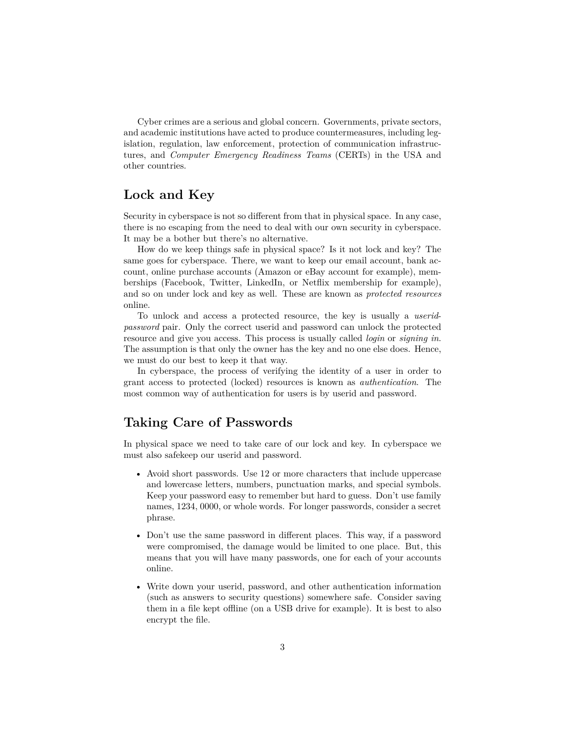Cyber crimes are a serious and global concern. Governments, private sectors, and academic institutions have acted to produce countermeasures, including legislation, regulation, law enforcement, protection of communication infrastructures, and *Computer Emergency Readiness Teams* (CERTs) in the USA and other countries.

## Lock and Key

Security in cyberspace is not so different from that in physical space. In any case, there is no escaping from the need to deal with our own security in cyberspace. It may be a bother but there's no alternative.

How do we keep things safe in physical space? Is it not lock and key? The same goes for cyberspace. There, we want to keep our email account, bank account, online purchase accounts (Amazon or eBay account for example), memberships (Facebook, Twitter, LinkedIn, or Netflix membership for example), and so on under lock and key as well. These are known as *protected resources* online.

To unlock and access a protected resource, the key is usually a *userid-password* pair. Only the correct userid and password can unlock the protected resource and give you access. This process is usually called *login* or *signing in*. The assumption is that only the owner has the key and no one else does. Hence, we must do our best to keep it that way.

In cyberspace, the process of verifying the identity of a user in order to grant access to protected (locked) resources is known as *authentication*. The most common way of authentication for users is by userid and password.

## Taking Care of Passwords

In physical space we need to take care of our lock and key. In cyberspace we must also safekeep our userid and password.

- Avoid short passwords. Use 12 or more characters that include uppercase and lowercase letters, numbers, punctuation marks, and special symbols. Keep your password easy to remember but hard to guess. Don't use family names, 1234, 0000, or whole words. For longer passwords, consider a secret phrase.
- Don't use the same password in different places. This way, if a password were compromised, the damage would be limited to one place. But, this means that you will have many passwords, one for each of your accounts online.
- Write down your userid, password, and other authentication information (such as answers to security questions) somewhere safe. Consider saving them in a file kept offline (on a USB drive for example). It is best to also encrypt the file.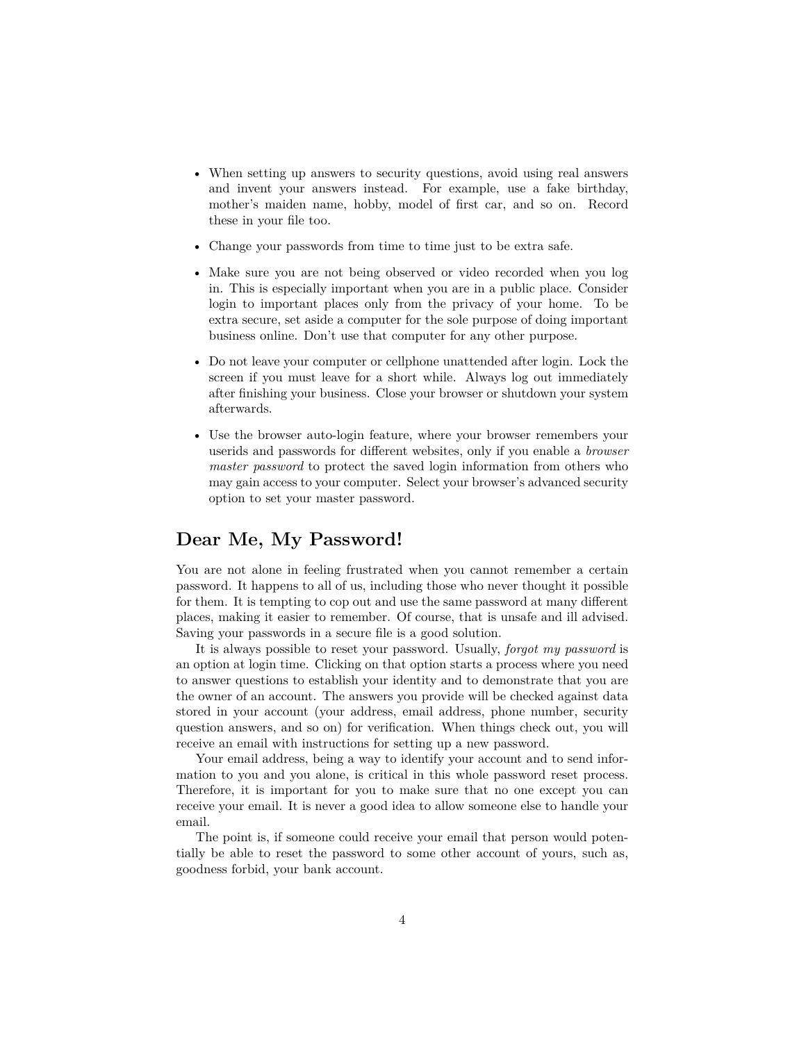- When setting up answers to security questions, avoid using real answers and invent your answers instead. For example, use a fake birthday, mother's maiden name, hobby, model of first car, and so on. Record these in your file too.
- Change your passwords from time to time just to be extra safe.
- Make sure you are not being observed or video recorded when you log in. This is especially important when you are in a public place. Consider login to important places only from the privacy of your home. To be extra secure, set aside a computer for the sole purpose of doing important business online. Don't use that computer for any other purpose.
- Do not leave your computer or cellphone unattended after login. Lock the screen if you must leave for a short while. Always log out immediately after finishing your business. Close your browser or shutdown your system afterwards.
- Use the browser auto-login feature, where your browser remembers your userids and passwords for different websites, only if you enable a *browser master password* to protect the saved login information from others who may gain access to your computer. Select your browser's advanced security option to set your master password.

## Dear Me, My Password!

You are not alone in feeling frustrated when you cannot remember a certain password. It happens to all of us, including those who never thought it possible for them. It is tempting to cop out and use the same password at many different places, making it easier to remember. Of course, that is unsafe and ill advised. Saving your passwords in a secure file is a good solution.

It is always possible to reset your password. Usually, *forgot my password* is an option at login time. Clicking on that option starts a process where you need to answer questions to establish your identity and to demonstrate that you are the owner of an account. The answers you provide will be checked against data stored in your account (your address, email address, phone number, security question answers, and so on) for verification. When things check out, you will receive an email with instructions for setting up a new password.

Your email address, being a way to identify your account and to send information to you and you alone, is critical in this whole password reset process. Therefore, it is important for you to make sure that no one except you can receive your email. It is never a good idea to allow someone else to handle your email.

The point is, if someone could receive your email that person would potentially be able to reset the password to some other account of yours, such as, goodness forbid, your bank account.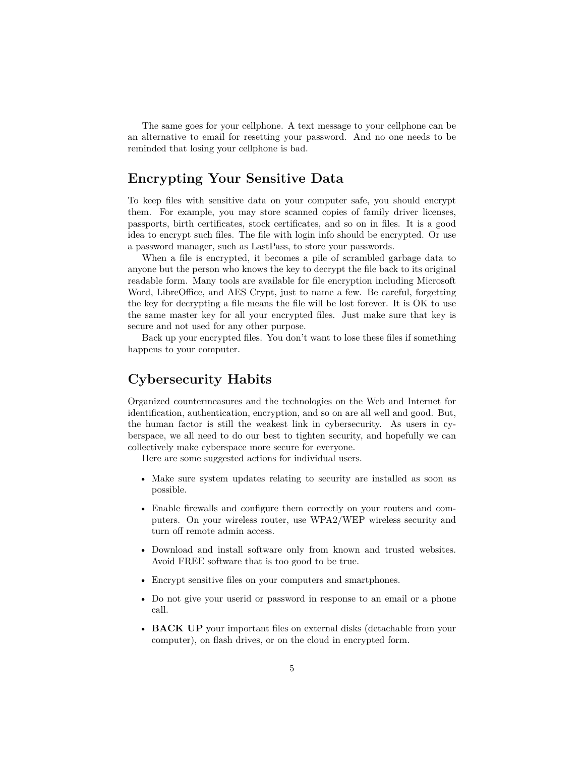The same goes for your cellphone. A text message to your cellphone can be an alternative to email for resetting your password. And no one needs to be reminded that losing your cellphone is bad.

## Encrypting Your Sensitive Data

To keep files with sensitive data on your computer safe, you should encrypt them. For example, you may store scanned copies of family driver licenses, passports, birth certificates, stock certificates, and so on in files. It is a good idea to encrypt such files. The file with login info should be encrypted. Or use a password manager, such as LastPass, to store your passwords.

When a file is encrypted, it becomes a pile of scrambled garbage data to anyone but the person who knows the key to decrypt the file back to its original readable form. Many tools are available for file encryption including Microsoft Word, LibreOffice, and AES Crypt, just to name a few. Be careful, forgetting the key for decrypting a file means the file will be lost forever. It is OK to use the same master key for all your encrypted files. Just make sure that key is secure and not used for any other purpose.

Back up your encrypted files. You don't want to lose these files if something happens to your computer.

## Cybersecurity Habits

Organized countermeasures and the technologies on the Web and Internet for identification, authentication, encryption, and so on are all well and good. But, the human factor is still the weakest link in cybersecurity. As users in cyberspace, we all need to do our best to tighten security, and hopefully we can collectively make cyberspace more secure for everyone.

Here are some suggested actions for individual users.

- Make sure system updates relating to security are installed as soon as possible.
- Enable firewalls and configure them correctly on your routers and computers. On your wireless router, use WPA2/WEP wireless security and turn off remote admin access.
- Download and install software only from known and trusted websites. Avoid FREE software that is too good to be true.
- Encrypt sensitive files on your computers and smartphones.
- Do not give your userid or password in response to an email or a phone call.
- **BACK UP** your important files on external disks (detachable from your computer), on flash drives, or on the cloud in encrypted form.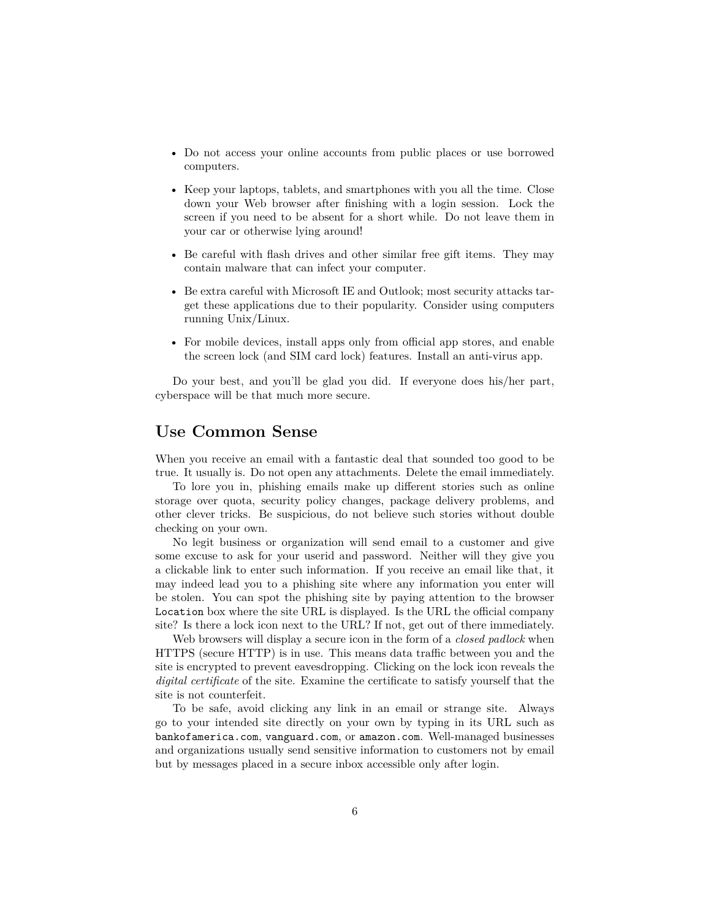- Do not access your online accounts from public places or use borrowed computers.
- Keep your laptops, tablets, and smartphones with you all the time. Close down your Web browser after finishing with a login session. Lock the screen if you need to be absent for a short while. Do not leave them in your car or otherwise lying around!
- Be careful with flash drives and other similar free gift items. They may contain malware that can infect your computer.
- Be extra careful with Microsoft IE and Outlook; most security attacks target these applications due to their popularity. Consider using computers running Unix/Linux.
- For mobile devices, install apps only from official app stores, and enable the screen lock (and SIM card lock) features. Install an anti-virus app.

Do your best, and you'll be glad you did. If everyone does his/her part, cyberspace will be that much more secure.

## Use Common Sense

When you receive an email with a fantastic deal that sounded too good to be true. It usually is. Do not open any attachments. Delete the email immediately.

To lore you in, phishing emails make up different stories such as online storage over quota, security policy changes, package delivery problems, and other clever tricks. Be suspicious, do not believe such stories without double checking on your own.

No legit business or organization will send email to a customer and give some excuse to ask for your userid and password. Neither will they give you a clickable link to enter such information. If you receive an email like that, it may indeed lead you to a phishing site where any information you enter will be stolen. You can spot the phishing site by paying attention to the browser `Location` box where the site URL is displayed. Is the URL the official company site? Is there a lock icon next to the URL? If not, get out of there immediately.

Web browsers will display a secure icon in the form of a *closed padlock* when HTTPS (secure HTTP) is in use. This means data traffic between you and the site is encrypted to prevent eavesdropping. Clicking on the lock icon reveals the *digital certificate* of the site. Examine the certificate to satisfy yourself that the site is not counterfeit.

To be safe, avoid clicking any link in an email or strange site. Always go to your intended site directly on your own by typing in its URL such as `bankofamerica.com`, `vanguard.com`, or `amazon.com`. Well-managed businesses and organizations usually send sensitive information to customers not by email but by messages placed in a secure inbox accessible only after login.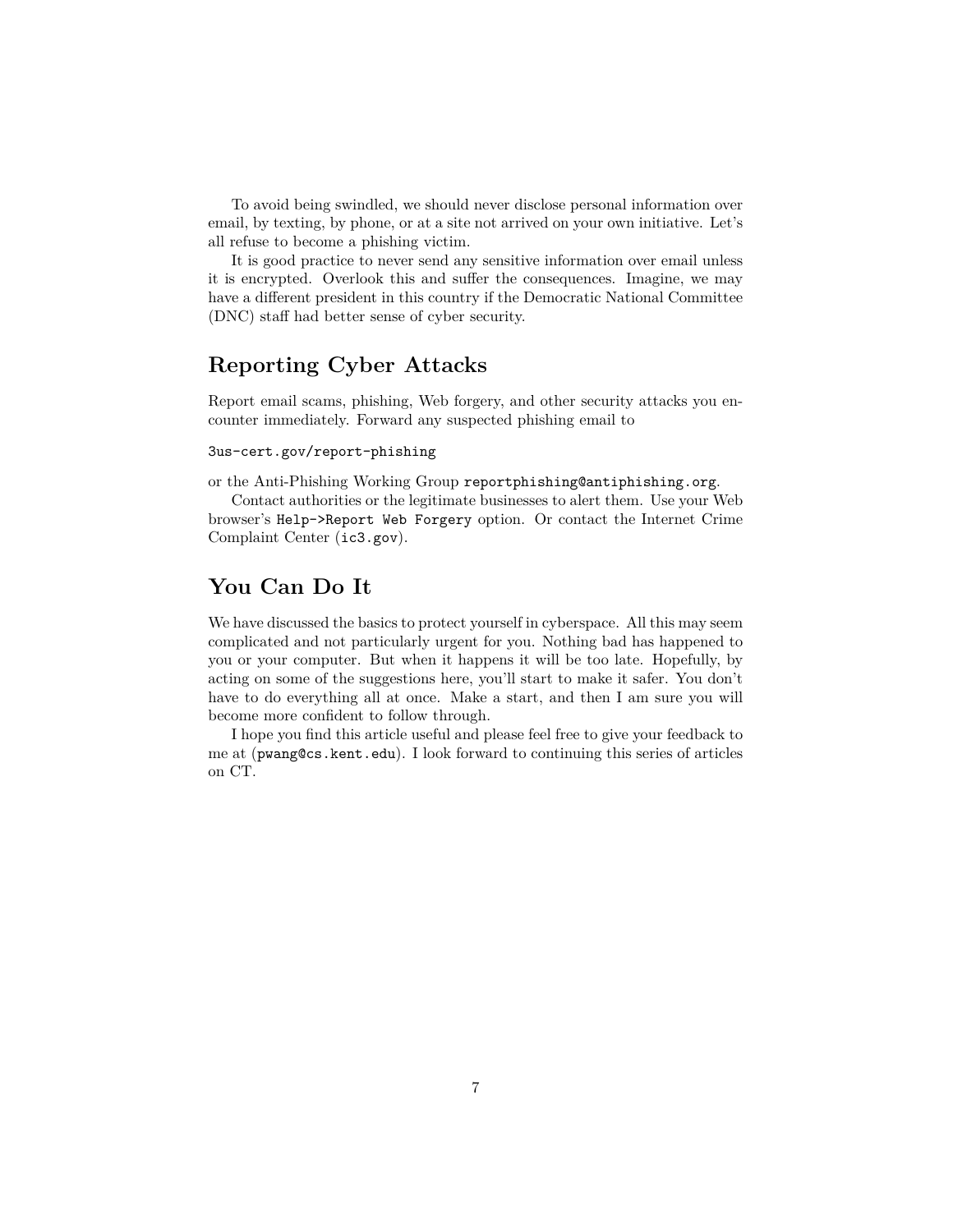To avoid being swindled, we should never disclose personal information over email, by texting, by phone, or at a site not arrived on your own initiative. Let's all refuse to become a phishing victim.

It is good practice to never send any sensitive information over email unless it is encrypted. Overlook this and suffer the consequences. Imagine, we may have a different president in this country if the Democratic National Committee (DNC) staff had better sense of cyber security.

## Reporting Cyber Attacks

Report email scams, phishing, Web forgery, and other security attacks you encounter immediately. Forward any suspected phishing email to

```
3us-cert.gov/report-phishing
```

or the Anti-Phishing Working Group `reportphishing@antiphishing.org`.

Contact authorities or the legitimate businesses to alert them. Use your Web browser's `Help->Report Web Forgery` option. Or contact the Internet Crime Complaint Center (`ic3.gov`).

## You Can Do It

We have discussed the basics to protect yourself in cyberspace. All this may seem complicated and not particularly urgent for you. Nothing bad has happened to you or your computer. But when it happens it will be too late. Hopefully, by acting on some of the suggestions here, you'll start to make it safer. You don't have to do everything all at once. Make a start, and then I am sure you will become more confident to follow through.

I hope you find this article useful and please feel free to give your feedback to me at (`pwang@cs.kent.edu`). I look forward to continuing this series of articles on CT.